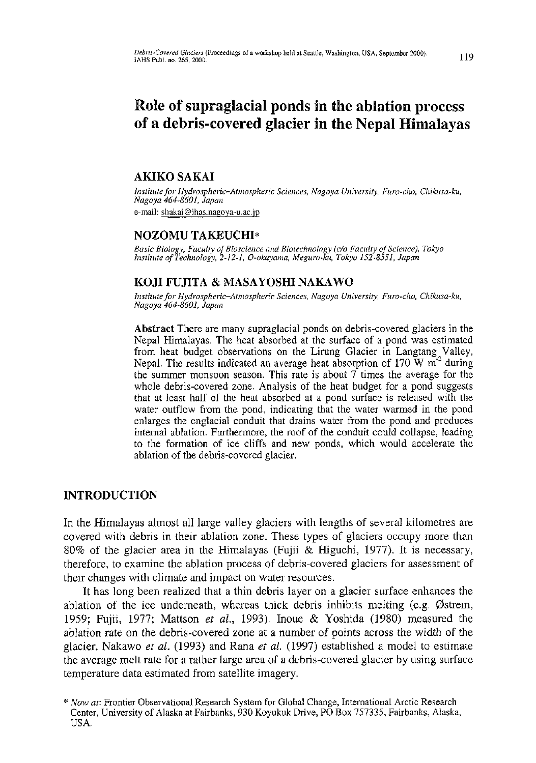# Role of supraglacial ponds in the ablation process of a debris-covered glacier in the Nepal Himalayas

## AKIKO SAKAI

*Institute for Hydrospheric–Atmospheric Sciences, Nagoya University, Furo-cho, Chikusa-ku, Nagoya 464-8601, Japan*
e-mail: shakai@ihas.nagoya-u.ac.jp

## NOZOMU TAKEUCHI*

*Basic Biology, Faculty of Bioscience and Biotechnology (c/o Faculty of Science), Tokyo Institute of Technology, 2-12-1, O-okayama, Meguro-ku, Tokyo 152-8551, Japan*

## KOJI FUJITA & MASAYOSHI NAKAWO

*Institute for Hydrospheric–Atmospheric Sciences, Nagoya University, Furo-cho, Chikusa-ku, Nagoya 464-8601, Japan*

**Abstract** There are many supraglacial ponds on debris-covered glaciers in the Nepal Himalayas. The heat absorbed at the surface of a pond was estimated from heat budget observations on the Lirung Glacier in Langtang Valley, Nepal. The results indicated an average heat absorption of 170 W m$^{-2}$ during the summer monsoon season. This rate is about 7 times the average for the whole debris-covered zone. Analysis of the heat budget for a pond suggests that at least half of the heat absorbed at a pond surface is released with the water outflow from the pond, indicating that the water warmed in the pond enlarges the englacial conduit that drains water from the pond and produces internal ablation. Furthermore, the roof of the conduit could collapse, leading to the formation of ice cliffs and new ponds, which would accelerate the ablation of the debris-covered glacier.

## INTRODUCTION

In the Himalayas almost all large valley glaciers with lengths of several kilometres are covered with debris in their ablation zone. These types of glaciers occupy more than 80% of the glacier area in the Himalayas (Fujii & Higuchi, 1977). It is necessary, therefore, to examine the ablation process of debris-covered glaciers for assessment of their changes with climate and impact on water resources.

It has long been realized that a thin debris layer on a glacier surface enhances the ablation of the ice underneath, whereas thick debris inhibits melting (e.g. Østrem, 1959; Fujii, 1977; Mattson *et al.*, 1993). Inoue & Yoshida (1980) measured the ablation rate on the debris-covered zone at a number of points across the width of the glacier. Nakawo *et al.* (1993) and Rana *et al.* (1997) established a model to estimate the average melt rate for a rather large area of a debris-covered glacier by using surface temperature data estimated from satellite imagery.

\* *Now at*: Frontier Observational Research System for Global Change, International Arctic Research Center, University of Alaska at Fairbanks, 930 Koyukuk Drive, PO Box 757335, Fairbanks, Alaska, USA.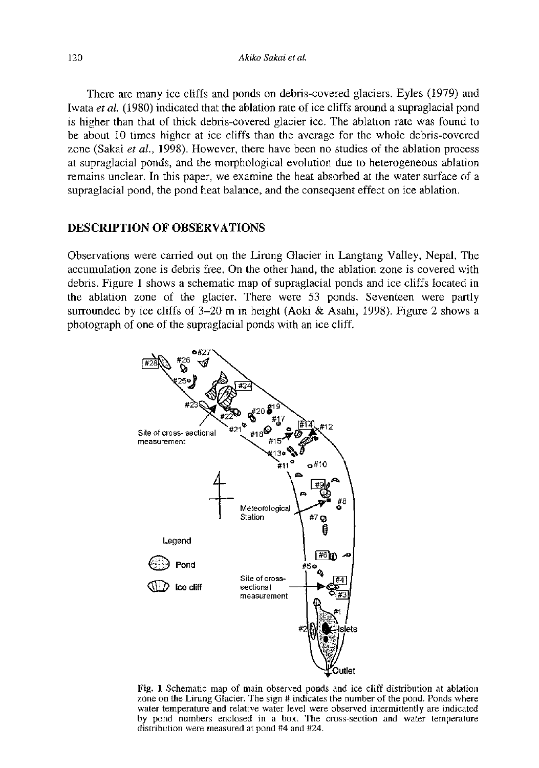There are many ice cliffs and ponds on debris-covered glaciers. Eyles (1979) and Iwata *et al.* (1980) indicated that the ablation rate of ice cliffs around a supraglacial pond is higher than that of thick debris-covered glacier ice. The ablation rate was found to be about 10 times higher at ice cliffs than the average for the whole debris-covered zone (Sakai *et al.*, 1998). However, there have been no studies of the ablation process at supraglacial ponds, and the morphological evolution due to heterogeneous ablation remains unclear. In this paper, we examine the heat absorbed at the water surface of a supraglacial pond, the pond heat balance, and the consequent effect on ice ablation.

## DESCRIPTION OF OBSERVATIONS

Observations were carried out on the Lirung Glacier in Langtang Valley, Nepal. The accumulation zone is debris free. On the other hand, the ablation zone is covered with debris. Figure 1 shows a schematic map of supraglacial ponds and ice cliffs located in the ablation zone of the glacier. There were 53 ponds. Seventeen were partly surrounded by ice cliffs of 3–20 m in height (Aoki & Asahi, 1998). Figure 2 shows a photograph of one of the supraglacial ponds with an ice cliff.

**Fig. 1** Schematic map of main observed ponds and ice cliff distribution at ablation zone on the Lirung Glacier. The sign # indicates the number of the pond. Ponds where water temperature and relative water level were observed intermittently are indicated by pond numbers enclosed in a box. The cross-section and water temperature distribution were measured at pond #4 and #24.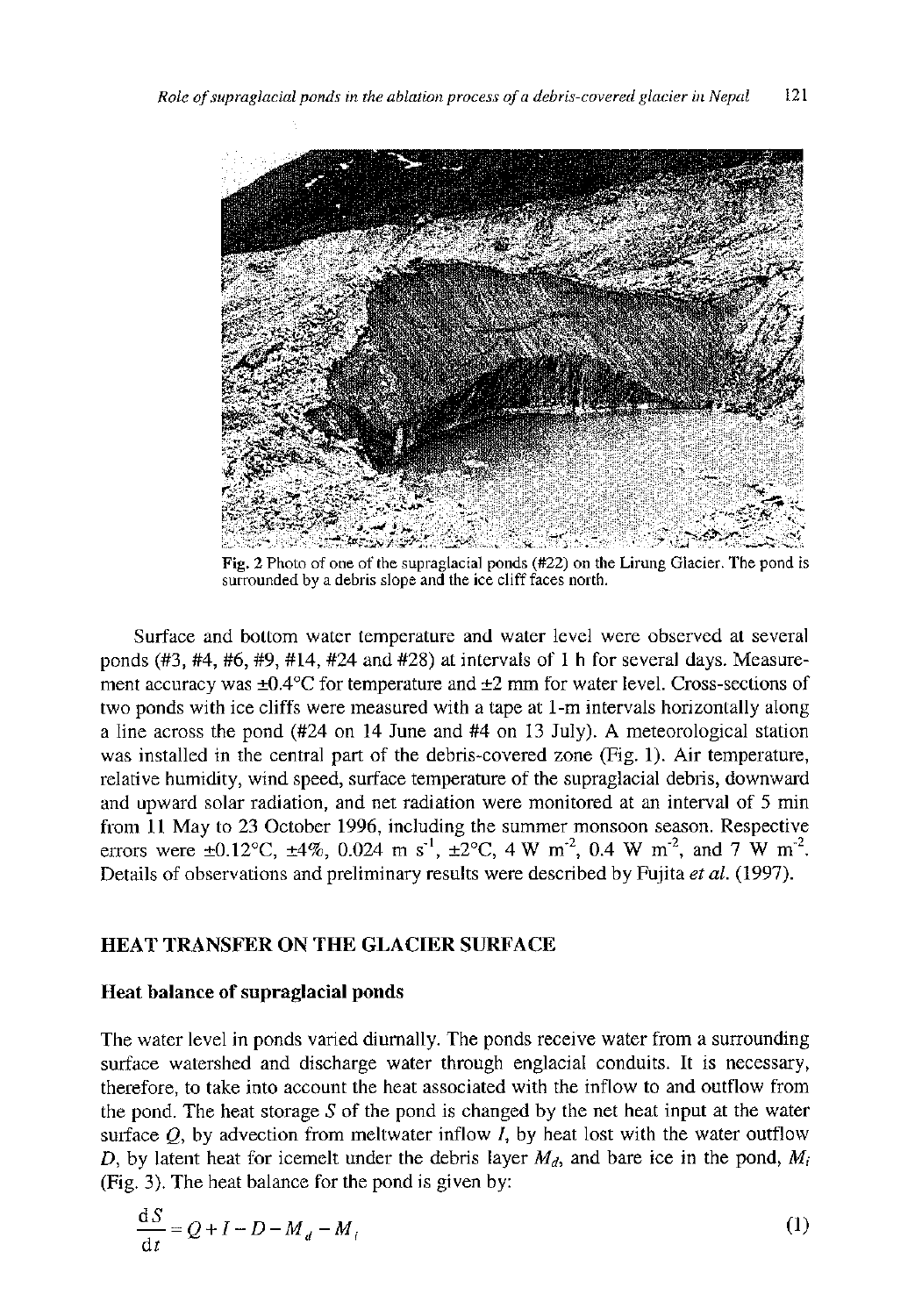Fig. 2 Photo of one of the supraglacial ponds (#22) on the Lirung Glacier. The pond is surrounded by a debris slope and the ice cliff faces north.

Surface and bottom water temperature and water level were observed at several ponds (#3, #4, #6, #9, #14, #24 and #28) at intervals of 1 h for several days. Measurement accuracy was ±0.4°C for temperature and ±2 mm for water level. Cross-sections of two ponds with ice cliffs were measured with a tape at 1-m intervals horizontally along a line across the pond (#24 on 14 June and #4 on 13 July). A meteorological station was installed in the central part of the debris-covered zone (Fig. 1). Air temperature, relative humidity, wind speed, surface temperature of the supraglacial debris, downward and upward solar radiation, and net radiation were monitored at an interval of 5 min from 11 May to 23 October 1996, including the summer monsoon season. Respective errors were ±0.12°C, ±4%, 0.024 m $s^{-1}$, ±2°C, 4 W $m^{-2}$, 0.4 W $m^{-2}$, and 7 W $m^{-2}$. Details of observations and preliminary results were described by Fujita *et al.* (1997).

## HEAT TRANSFER ON THE GLACIER SURFACE

### Heat balance of supraglacial ponds

The water level in ponds varied diurnally. The ponds receive water from a surrounding surface watershed and discharge water through englacial conduits. It is necessary, therefore, to take into account the heat associated with the inflow to and outflow from the pond. The heat storage $S$ of the pond is changed by the net heat input at the water surface $Q$, by advection from meltwater inflow $I$, by heat lost with the water outflow $D$, by latent heat for icemelt under the debris layer $M_d$, and bare ice in the pond, $M_i$ (Fig. 3). The heat balance for the pond is given by:

$$\frac{dS}{dt} = Q + I - D - M_d - M_i \tag{1}$$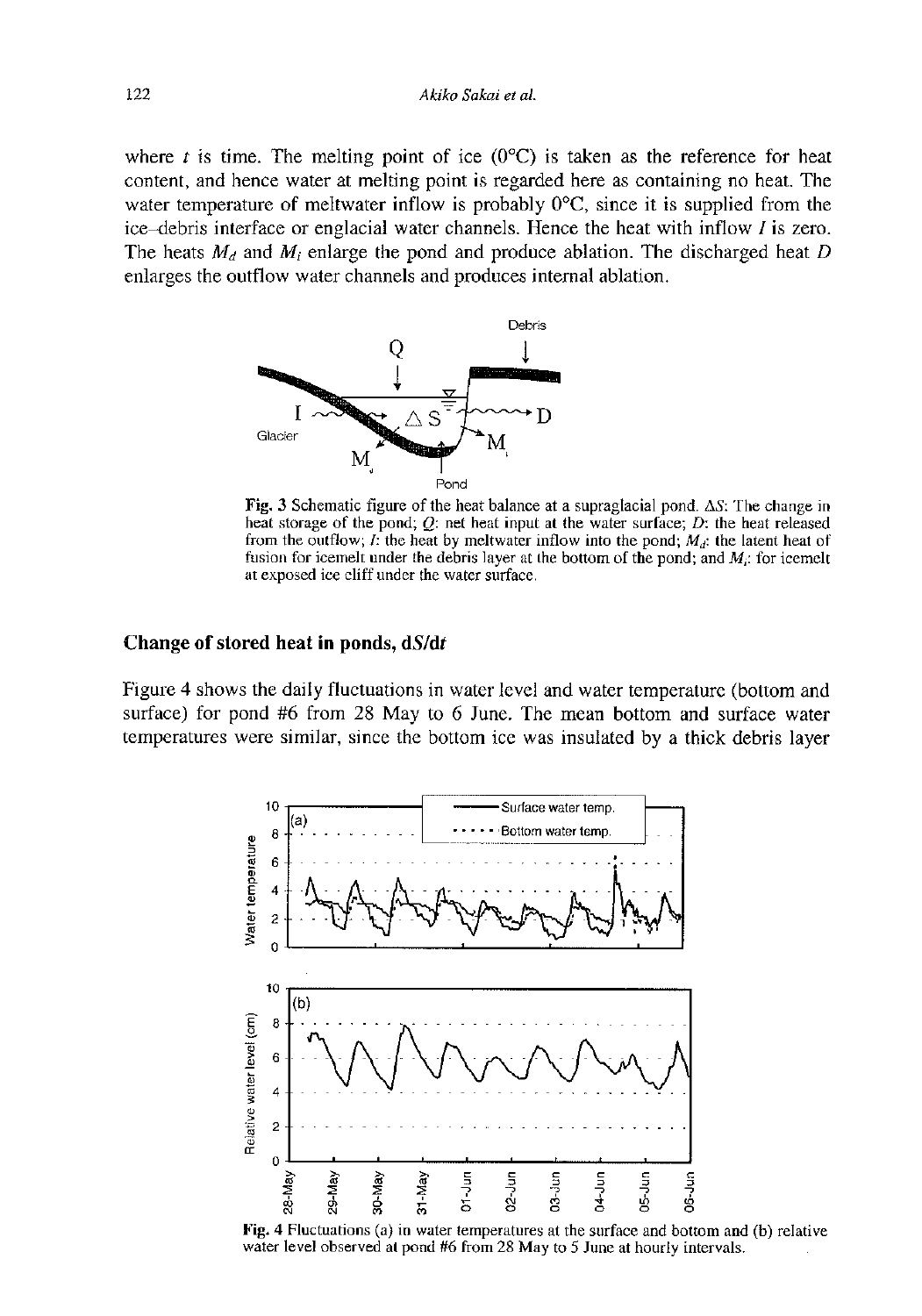where $t$ is time. The melting point of ice (0°C) is taken as the reference for heat content, and hence water at melting point is regarded here as containing no heat. The water temperature of meltwater inflow is probably 0°C, since it is supplied from the ice–debris interface or englacial water channels. Hence the heat with inflow $I$ is zero. The heats $M_d$ and $M_i$ enlarge the pond and produce ablation. The discharged heat $D$ enlarges the outflow water channels and produces internal ablation.

**Fig. 3** Schematic figure of the heat balance at a supraglacial pond. $\Delta S$: The change in heat storage of the pond; $Q$: net heat input at the water surface; $D$: the heat released from the outflow; $I$: the heat by meltwater inflow into the pond; $M_d$: the latent heat of fusion for icemelt under the debris layer at the bottom of the pond; and $M_i$: for icemelt at exposed ice cliff under the water surface.

## Change of stored heat in ponds, d$S$/d$t$

Figure 4 shows the daily fluctuations in water level and water temperature (bottom and surface) for pond #6 from 28 May to 6 June. The mean bottom and surface water temperatures were similar, since the bottom ice was insulated by a thick debris layer

**Fig. 4** Fluctuations (a) in water temperatures at the surface and bottom and (b) relative water level observed at pond #6 from 28 May to 5 June at hourly intervals.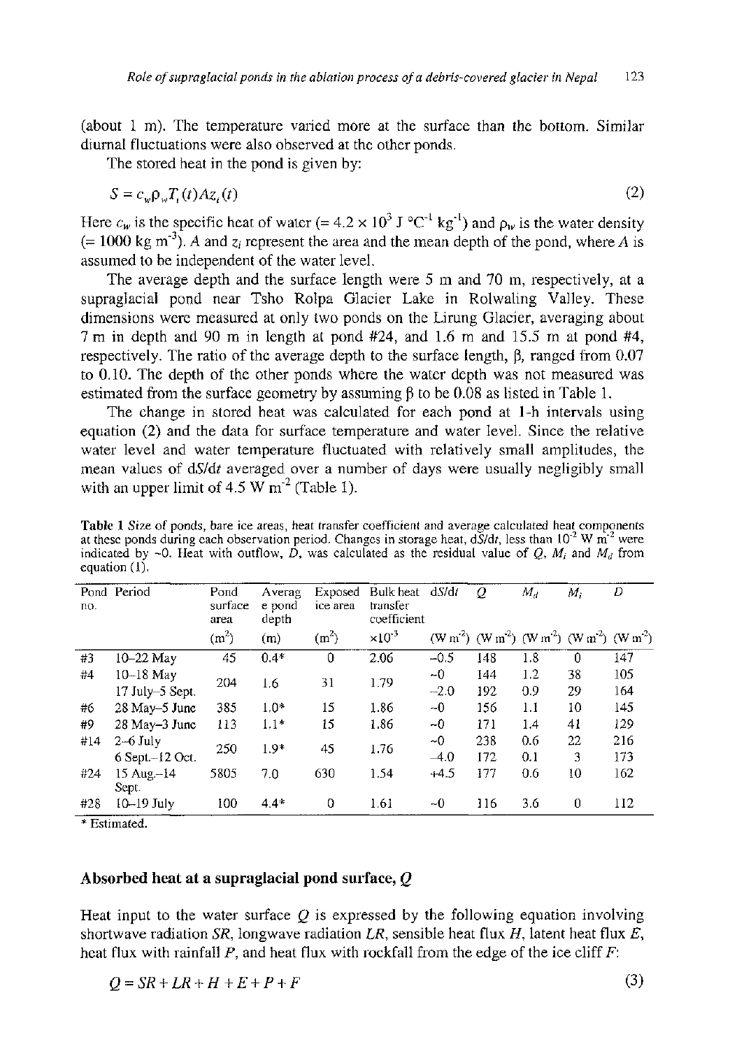(about 1 m). The temperature varied more at the surface than the bottom. Similar diurnal fluctuations were also observed at the other ponds.

The stored heat in the pond is given by:

$$S = c_w \rho_w T_t(t) A z_t(t) \quad (2)$$

Here $c_w$ is the specific heat of water (= $4.2 \times 10^3$ J °C$^{-1}$ kg$^{-1}$) and $\rho_w$ is the water density (= 1000 kg m$^{-3}$). $A$ and $z_i$ represent the area and the mean depth of the pond, where $A$ is assumed to be independent of the water level.

The average depth and the surface length were 5 m and 70 m, respectively, at a supraglacial pond near Tsho Rolpa Glacier Lake in Rolwaling Valley. These dimensions were measured at only two ponds on the Lirung Glacier, averaging about 7 m in depth and 90 m in length at pond #24, and 1.6 m and 15.5 m at pond #4, respectively. The ratio of the average depth to the surface length, $\beta$, ranged from 0.07 to 0.10. The depth of the other ponds where the water depth was not measured was estimated from the surface geometry by assuming $\beta$ to be 0.08 as listed in Table 1.

The change in stored heat was calculated for each pond at 1-h intervals using equation (2) and the data for surface temperature and water level. Since the relative water level and water temperature fluctuated with relatively small amplitudes, the mean values of d$S$/d$t$ averaged over a number of days were usually negligibly small with an upper limit of 4.5 W m$^{-2}$ (Table 1).

**Table 1** Size of ponds, bare ice areas, heat transfer coefficient and average calculated heat components at these ponds during each observation period. Changes in storage heat, d$S$/d$t$, less than $10^{-2}$ W m$^{-2}$ were indicated by ~0. Heat with outflow, $D$, was calculated as the residual value of $Q$, $M_i$ and $M_d$ from equation (1).

| Pond no. | Period | Pond surface area (m$^2$) | Average pond depth (m) | Exposed ice area (m$^2$) | Bulk heat transfer coefficient $\times 10^{-3}$ | d$S$/d$t$ (W m$^{-2}$) | $Q$ (W m$^{-2}$) | $M_d$ (W m$^{-2}$) | $M_i$ (W m$^{-2}$) | $D$ (W m$^{-2}$) |
|---|---|---|---|---|---|---|---|---|---|---|
| #3 | 10–22 May | 45 | 0.4* | 0 | 2.06 | –0.5 | 148 | 1.8 | 0 | 147 |
| #4 | 10–18 May | 204 | 1.6 | 31 | 1.79 | ~0 | 144 | 1.2 | 38 | 105 |
| | 17 July–5 Sept. | | | | | –2.0 | 192 | 0.9 | 29 | 164 |
| #6 | 28 May–5 June | 385 | 1.0* | 15 | 1.86 | ~0 | 156 | 1.1 | 10 | 145 |
| #9 | 28 May–3 June | 113 | 1.1* | 15 | 1.86 | ~0 | 171 | 1.4 | 41 | 129 |
| #14 | 2–6 July | 250 | 1.9* | 45 | 1.76 | ~0 | 238 | 0.6 | 22 | 216 |
| | 6 Sept.–12 Oct. | | | | | –4.0 | 172 | 0.1 | 3 | 173 |
| #24 | 15 Aug.–14 Sept. | 5805 | 7.0 | 630 | 1.54 | +4.5 | 177 | 0.6 | 10 | 162 |
| #28 | 10–19 July | 100 | 4.4* | 0 | 1.61 | ~0 | 116 | 3.6 | 0 | 112 |

\* Estimated.

## Absorbed heat at a supraglacial pond surface, $Q$

Heat input to the water surface $Q$ is expressed by the following equation involving shortwave radiation $SR$, longwave radiation $LR$, sensible heat flux $H$, latent heat flux $E$, heat flux with rainfall $P$, and heat flux with rockfall from the edge of the ice cliff $F$:

$$Q = SR + LR + H + E + P + F \quad (3)$$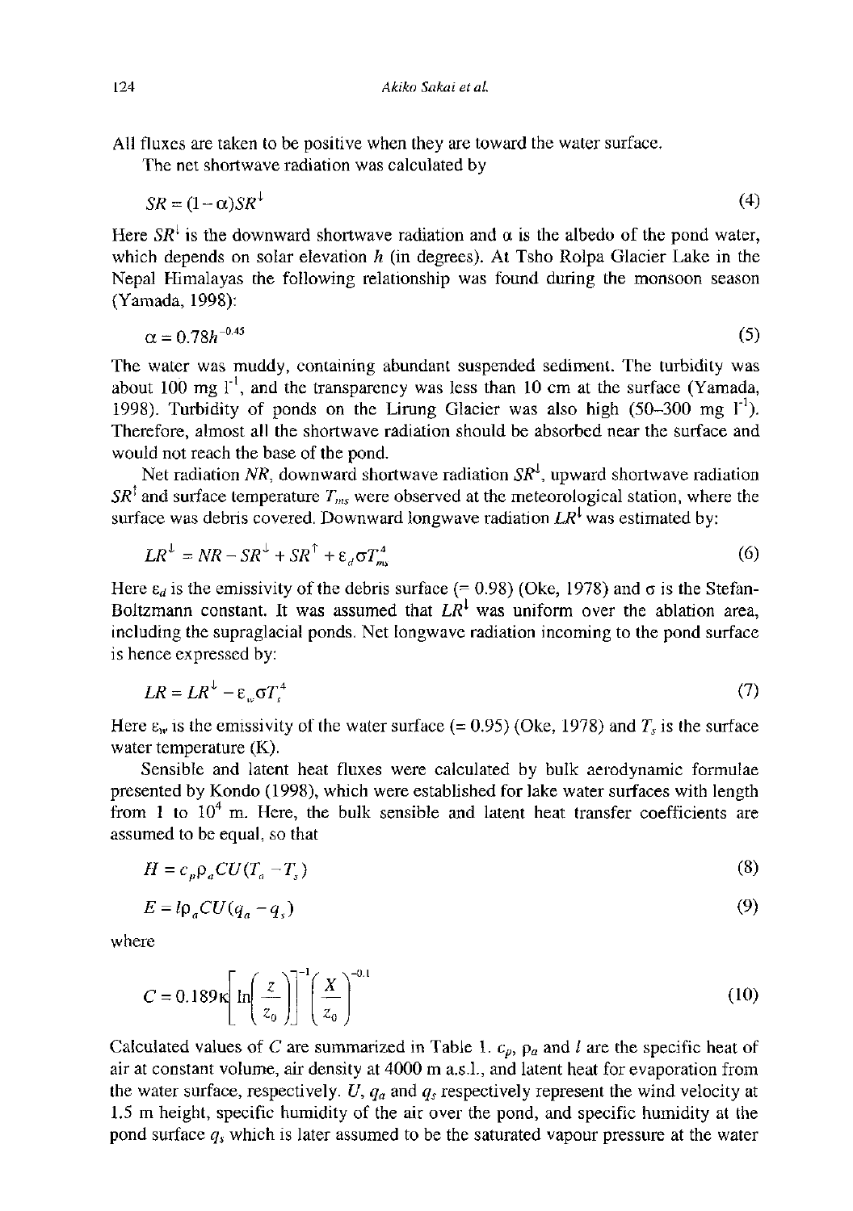All fluxes are taken to be positive when they are toward the water surface.

The net shortwave radiation was calculated by

$$SR = (1-\alpha)SR^{\downarrow} \tag{4}$$

Here $SR^{\downarrow}$ is the downward shortwave radiation and $\alpha$ is the albedo of the pond water, which depends on solar elevation $h$ (in degrees). At Tsho Rolpa Glacier Lake in the Nepal Himalayas the following relationship was found during the monsoon season (Yamada, 1998):

$$\alpha = 0.78h^{-0.45} \tag{5}$$

The water was muddy, containing abundant suspended sediment. The turbidity was about 100 mg $l^{-1}$, and the transparency was less than 10 cm at the surface (Yamada, 1998). Turbidity of ponds on the Lirung Glacier was also high (50–300 mg $l^{-1}$). Therefore, almost all the shortwave radiation should be absorbed near the surface and would not reach the base of the pond.

Net radiation $NR$, downward shortwave radiation $SR^{\downarrow}$, upward shortwave radiation $SR^{\uparrow}$ and surface temperature $T_{ms}$ were observed at the meteorological station, where the surface was debris covered. Downward longwave radiation $LR^{\downarrow}$ was estimated by:

$$LR^{\downarrow} = NR - SR^{\downarrow} + SR^{\uparrow} + \varepsilon_d \sigma T_{ms}^4 \tag{6}$$

Here $\varepsilon_d$ is the emissivity of the debris surface (= 0.98) (Oke, 1978) and $\sigma$ is the Stefan-Boltzmann constant. It was assumed that $LR^{\downarrow}$ was uniform over the ablation area, including the supraglacial ponds. Net longwave radiation incoming to the pond surface is hence expressed by:

$$LR = LR^{\downarrow} - \varepsilon_w \sigma T_s^4 \tag{7}$$

Here $\varepsilon_w$ is the emissivity of the water surface (= 0.95) (Oke, 1978) and $T_s$ is the surface water temperature (K).

Sensible and latent heat fluxes were calculated by bulk aerodynamic formulae presented by Kondo (1998), which were established for lake water surfaces with length from 1 to $10^4$ m. Here, the bulk sensible and latent heat transfer coefficients are assumed to be equal, so that

$$H = c_p \rho_a C U (T_a - T_s) \tag{8}$$

$$E = l \rho_a C U (q_a - q_s) \tag{9}$$

where

$$C = 0.189\kappa \left[ \ln\left(\frac{z}{z_0}\right) \right]^{-1} \left(\frac{X}{z_0}\right)^{-0.1} \tag{10}$$

Calculated values of $C$ are summarized in Table 1. $c_p$, $\rho_a$ and $l$ are the specific heat of air at constant volume, air density at 4000 m a.s.l., and latent heat for evaporation from the water surface, respectively. $U$, $q_a$ and $q_s$ respectively represent the wind velocity at 1.5 m height, specific humidity of the air over the pond, and specific humidity at the pond surface $q_s$ which is later assumed to be the saturated vapour pressure at the water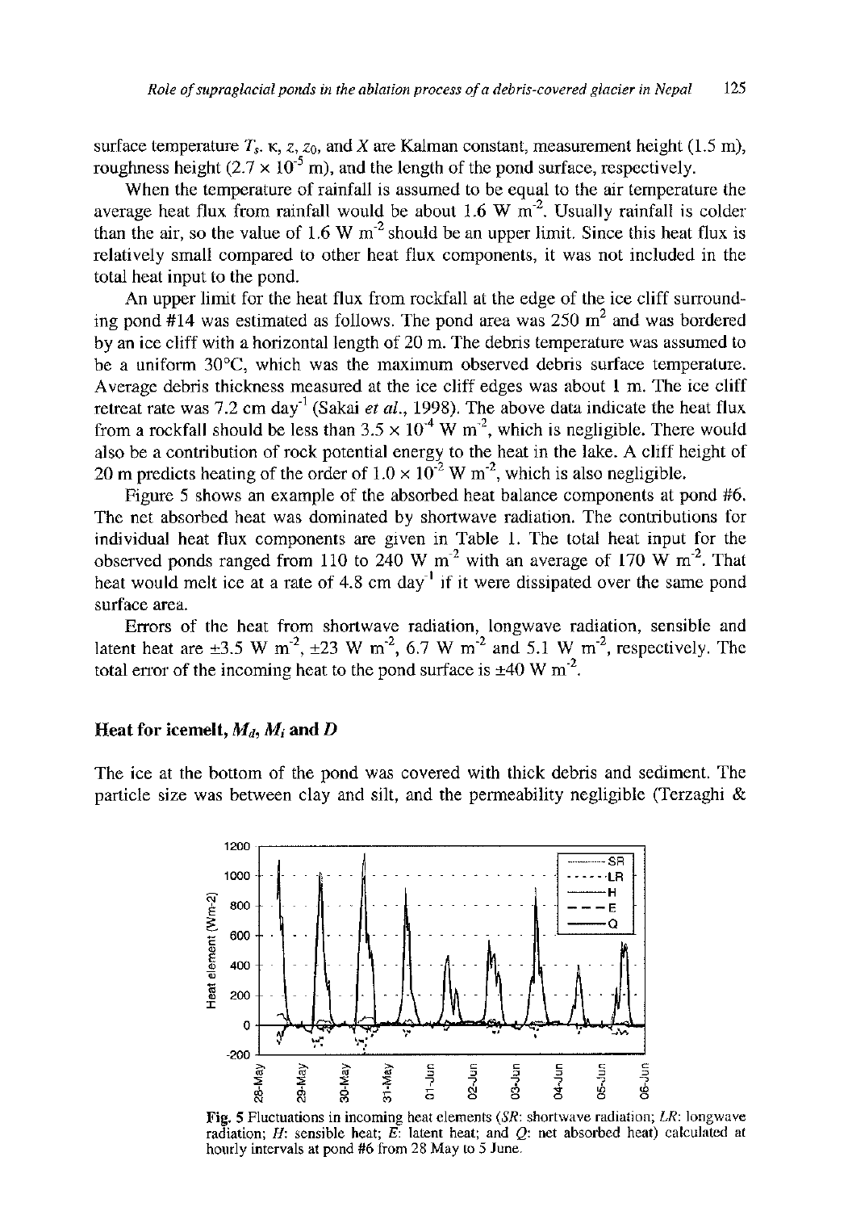surface temperature $T_s$. κ, $z$, $z_0$, and $X$ are Kalman constant, measurement height (1.5 m), roughness height ($2.7 \times 10^{-5}$ m), and the length of the pond surface, respectively.

When the temperature of rainfall is assumed to be equal to the air temperature the average heat flux from rainfall would be about 1.6 W m$^{-2}$. Usually rainfall is colder than the air, so the value of 1.6 W m$^{-2}$ should be an upper limit. Since this heat flux is relatively small compared to other heat flux components, it was not included in the total heat input to the pond.

An upper limit for the heat flux from rockfall at the edge of the ice cliff surrounding pond #14 was estimated as follows. The pond area was 250 m$^2$ and was bordered by an ice cliff with a horizontal length of 20 m. The debris temperature was assumed to be a uniform 30°C, which was the maximum observed debris surface temperature. Average debris thickness measured at the ice cliff edges was about 1 m. The ice cliff retreat rate was 7.2 cm day$^{-1}$ (Sakai *et al.*, 1998). The above data indicate the heat flux from a rockfall should be less than $3.5 \times 10^{-4}$ W m$^{-2}$, which is negligible. There would also be a contribution of rock potential energy to the heat in the lake. A cliff height of 20 m predicts heating of the order of $1.0 \times 10^{-2}$ W m$^{-2}$, which is also negligible.

Figure 5 shows an example of the absorbed heat balance components at pond #6. The net absorbed heat was dominated by shortwave radiation. The contributions for individual heat flux components are given in Table 1. The total heat input for the observed ponds ranged from 110 to 240 W m$^{-2}$ with an average of 170 W m$^{-2}$. That heat would melt ice at a rate of 4.8 cm day$^{-1}$ if it were dissipated over the same pond surface area.

Errors of the heat from shortwave radiation, longwave radiation, sensible and latent heat are ±3.5 W m$^{-2}$, ±23 W m$^{-2}$, 6.7 W m$^{-2}$ and 5.1 W m$^{-2}$, respectively. The total error of the incoming heat to the pond surface is ±40 W m$^{-2}$.

## Heat for icemelt, $M_d$, $M_i$ and $D$

The ice at the bottom of the pond was covered with thick debris and sediment. The particle size was between clay and silt, and the permeability negligible (Terzaghi &

**Fig. 5** Fluctuations in incoming heat elements (*SR*: shortwave radiation; *LR*: longwave radiation; *H*: sensible heat; *E*: latent heat; and *Q*: net absorbed heat) calculated at hourly intervals at pond #6 from 28 May to 5 June.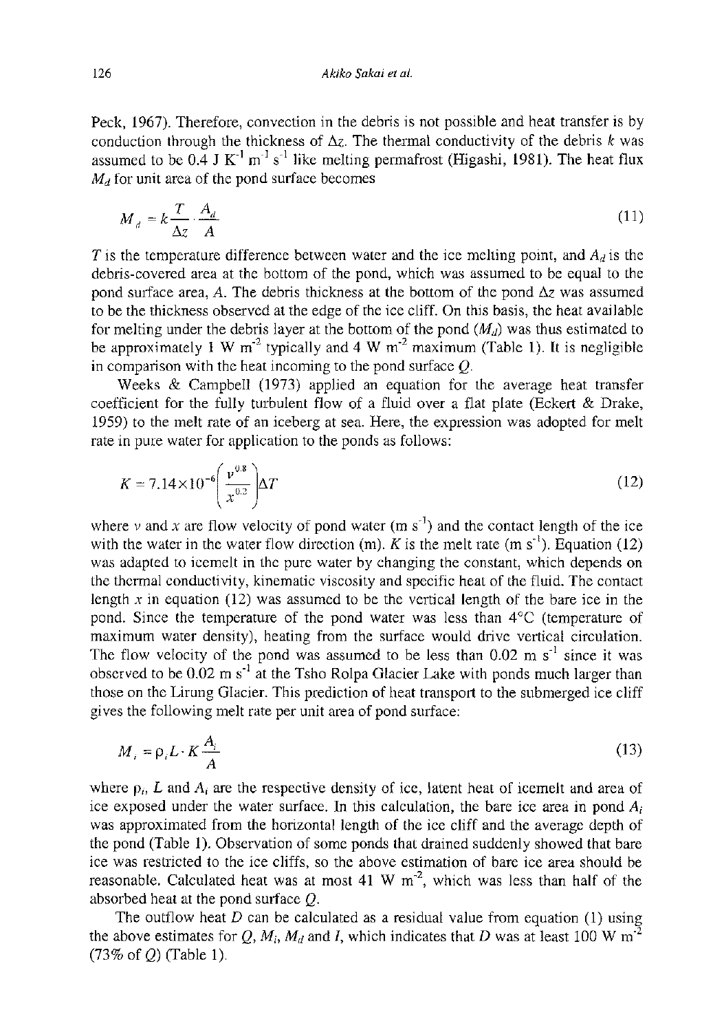Peck, 1967). Therefore, convection in the debris is not possible and heat transfer is by conduction through the thickness of $\Delta z$. The thermal conductivity of the debris $k$ was assumed to be 0.4 J $K^{-1}$ $m^{-1}$ $s^{-1}$ like melting permafrost (Higashi, 1981). The heat flux $M_d$ for unit area of the pond surface becomes

$$M_d = k\frac{T}{\Delta z}\cdot\frac{A_d}{A} \tag{11}$$

$T$ is the temperature difference between water and the ice melting point, and $A_d$ is the debris-covered area at the bottom of the pond, which was assumed to be equal to the pond surface area, $A$. The debris thickness at the bottom of the pond $\Delta z$ was assumed to be the thickness observed at the edge of the ice cliff. On this basis, the heat available for melting under the debris layer at the bottom of the pond ($M_d$) was thus estimated to be approximately 1 W $m^{-2}$ typically and 4 W $m^{-2}$ maximum (Table 1). It is negligible in comparison with the heat incoming to the pond surface $Q$.

Weeks & Campbell (1973) applied an equation for the average heat transfer coefficient for the fully turbulent flow of a fluid over a flat plate (Eckert & Drake, 1959) to the melt rate of an iceberg at sea. Here, the expression was adopted for melt rate in pure water for application to the ponds as follows:

$$K = 7.14\times10^{-6}\left(\frac{v^{0.8}}{x^{0.2}}\right)\Delta T \tag{12}$$

where $v$ and $x$ are flow velocity of pond water (m $s^{-1}$) and the contact length of the ice with the water in the water flow direction (m). $K$ is the melt rate (m $s^{-1}$). Equation (12) was adapted to icemelt in the pure water by changing the constant, which depends on the thermal conductivity, kinematic viscosity and specific heat of the fluid. The contact length $x$ in equation (12) was assumed to be the vertical length of the bare ice in the pond. Since the temperature of the pond water was less than 4°C (temperature of maximum water density), heating from the surface would drive vertical circulation. The flow velocity of the pond was assumed to be less than 0.02 m $s^{-1}$ since it was observed to be 0.02 m $s^{-1}$ at the Tsho Rolpa Glacier Lake with ponds much larger than those on the Lirung Glacier. This prediction of heat transport to the submerged ice cliff gives the following melt rate per unit area of pond surface:

$$M_i = \rho_i L\cdot K\frac{A_i}{A} \tag{13}$$

where $\rho_i$, $L$ and $A_i$ are the respective density of ice, latent heat of icemelt and area of ice exposed under the water surface. In this calculation, the bare ice area in pond $A_i$ was approximated from the horizontal length of the ice cliff and the average depth of the pond (Table 1). Observation of some ponds that drained suddenly showed that bare ice was restricted to the ice cliffs, so the above estimation of bare ice area should be reasonable. Calculated heat was at most 41 W $m^{-2}$, which was less than half of the absorbed heat at the pond surface $Q$.

The outflow heat $D$ can be calculated as a residual value from equation (1) using the above estimates for $Q$, $M_i$, $M_d$ and $I$, which indicates that $D$ was at least 100 W $m^{-2}$ (73% of $Q$) (Table 1).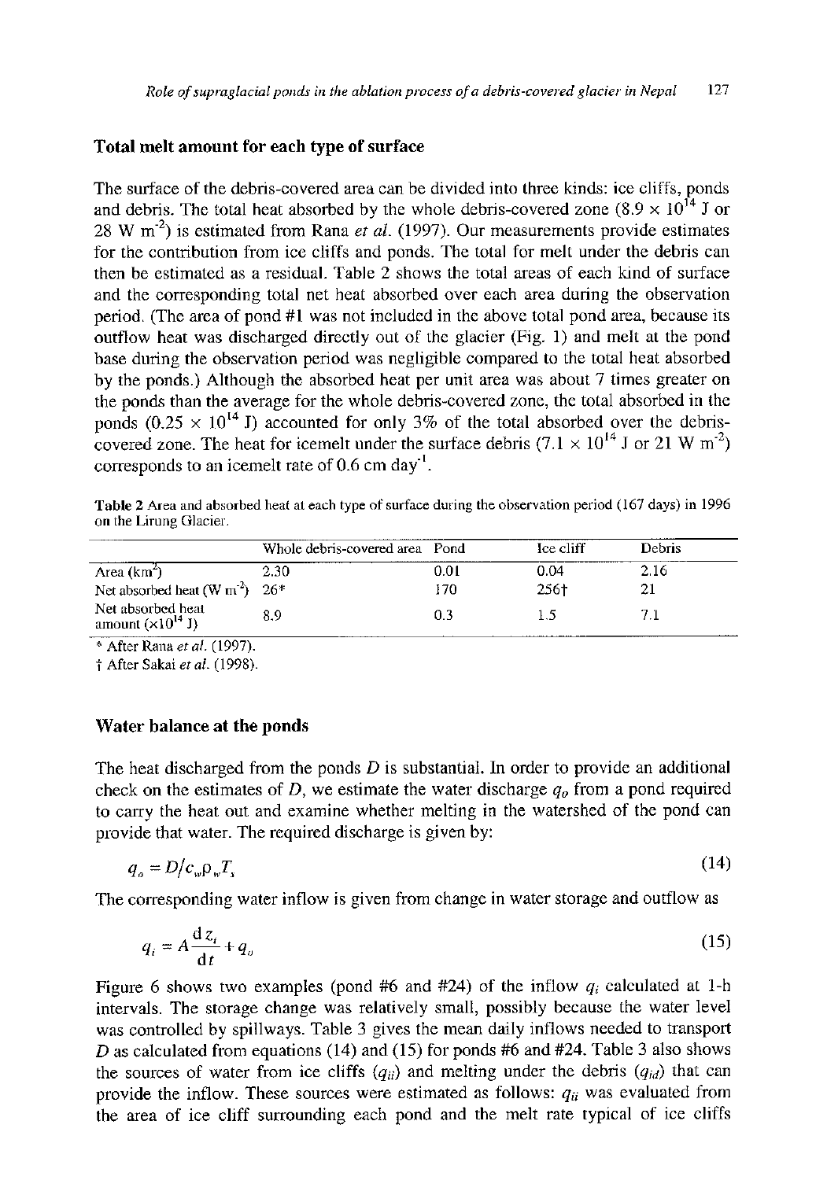## Total melt amount for each type of surface

The surface of the debris-covered area can be divided into three kinds: ice cliffs, ponds and debris. The total heat absorbed by the whole debris-covered zone ($8.9 \times 10^{14}$ J or 28 W m$^{-2}$) is estimated from Rana *et al.* (1997). Our measurements provide estimates for the contribution from ice cliffs and ponds. The total for melt under the debris can then be estimated as a residual. Table 2 shows the total areas of each kind of surface and the corresponding total net heat absorbed over each area during the observation period. (The area of pond #1 was not included in the above total pond area, because its outflow heat was discharged directly out of the glacier (Fig. 1) and melt at the pond base during the observation period was negligible compared to the total heat absorbed by the ponds.) Although the absorbed heat per unit area was about 7 times greater on the ponds than the average for the whole debris-covered zone, the total absorbed in the ponds ($0.25 \times 10^{14}$ J) accounted for only 3% of the total absorbed over the debris-covered zone. The heat for icemelt under the surface debris ($7.1 \times 10^{14}$ J or 21 W m$^{-2}$) corresponds to an icemelt rate of 0.6 cm day$^{-1}$.

**Table 2** Area and absorbed heat at each type of surface during the observation period (167 days) in 1996 on the Lirung Glacier.

| | Whole debris-covered area | Pond | Ice cliff | Debris |
|---|---|---|---|---|
| Area (km$^2$) | 2.30 | 0.01 | 0.04 | 2.16 |
| Net absorbed heat (W m$^{-2}$) | 26* | 170 | 256† | 21 |
| Net absorbed heat amount ($\times 10^{14}$ J) | 8.9 | 0.3 | 1.5 | 7.1 |

\* After Rana *et al.* (1997).
† After Sakai *et al.* (1998).

## Water balance at the ponds

The heat discharged from the ponds $D$ is substantial. In order to provide an additional check on the estimates of $D$, we estimate the water discharge $q_o$ from a pond required to carry the heat out and examine whether melting in the watershed of the pond can provide that water. The required discharge is given by:

$$q_o = D / c_w \rho_w T_s \tag{14}$$

The corresponding water inflow is given from change in water storage and outflow as

$$q_i = A \frac{\mathrm{d} z_i}{\mathrm{d} t} + q_o \tag{15}$$

Figure 6 shows two examples (pond #6 and #24) of the inflow $q_i$ calculated at 1-h intervals. The storage change was relatively small, possibly because the water level was controlled by spillways. Table 3 gives the mean daily inflows needed to transport $D$ as calculated from equations (14) and (15) for ponds #6 and #24. Table 3 also shows the sources of water from ice cliffs ($q_{ii}$) and melting under the debris ($q_{id}$) that can provide the inflow. These sources were estimated as follows: $q_{ii}$ was evaluated from the area of ice cliff surrounding each pond and the melt rate typical of ice cliffs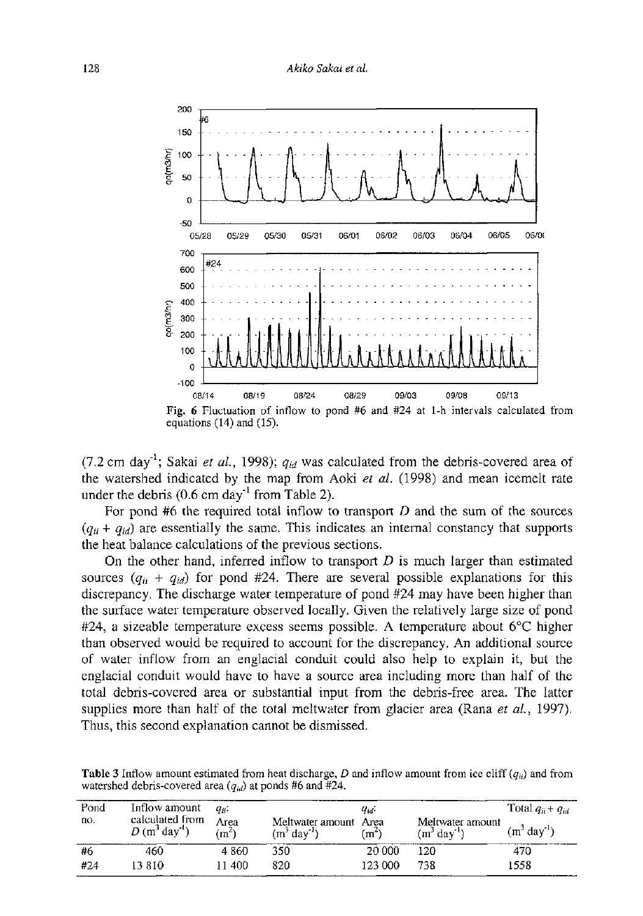Fig. 6 Fluctuation of inflow to pond #6 and #24 at 1-h intervals calculated from equations (14) and (15).

(7.2 cm day$^{-1}$; Sakai *et al.*, 1998); $q_{id}$ was calculated from the debris-covered area of the watershed indicated by the map from Aoki *et al.* (1998) and mean icemelt rate under the debris (0.6 cm day$^{-1}$ from Table 2).

For pond #6 the required total inflow to transport $D$ and the sum of the sources ($q_{ii} + q_{id}$) are essentially the same. This indicates an internal constancy that supports the heat balance calculations of the previous sections.

On the other hand, inferred inflow to transport $D$ is much larger than estimated sources ($q_{ii} + q_{id}$) for pond #24. There are several possible explanations for this discrepancy. The discharge water temperature of pond #24 may have been higher than the surface water temperature observed locally. Given the relatively large size of pond #24, a sizeable temperature excess seems possible. A temperature about 6°C higher than observed would be required to account for the discrepancy. An additional source of water inflow from an englacial conduit could also help to explain it, but the englacial conduit would have to have a source area including more than half of the total debris-covered area or substantial input from the debris-free area. The latter supplies more than half of the total meltwater from glacier area (Rana *et al.*, 1997). Thus, this second explanation cannot be dismissed.

**Table 3** Inflow amount estimated from heat discharge, $D$ and inflow amount from ice cliff ($q_{ii}$) and from watershed debris-covered area ($q_{id}$) at ponds #6 and #24.

| Pond no. | Inflow amount calculated from $D$ (m$^3$ day$^{-1}$) | $q_{ii}$: Area (m$^2$) | Meltwater amount (m$^3$ day$^{-1}$) | $q_{id}$: Area (m$^2$) | Meltwater amount (m$^3$ day$^{-1}$) | Total $q_{ii} + q_{id}$ (m$^3$ day$^{-1}$) |
|---|---|---|---|---|---|---|
| #6 | 460 | 4 860 | 350 | 20 000 | 120 | 470 |
| #24 | 13 810 | 11 400 | 820 | 123 000 | 738 | 1558 |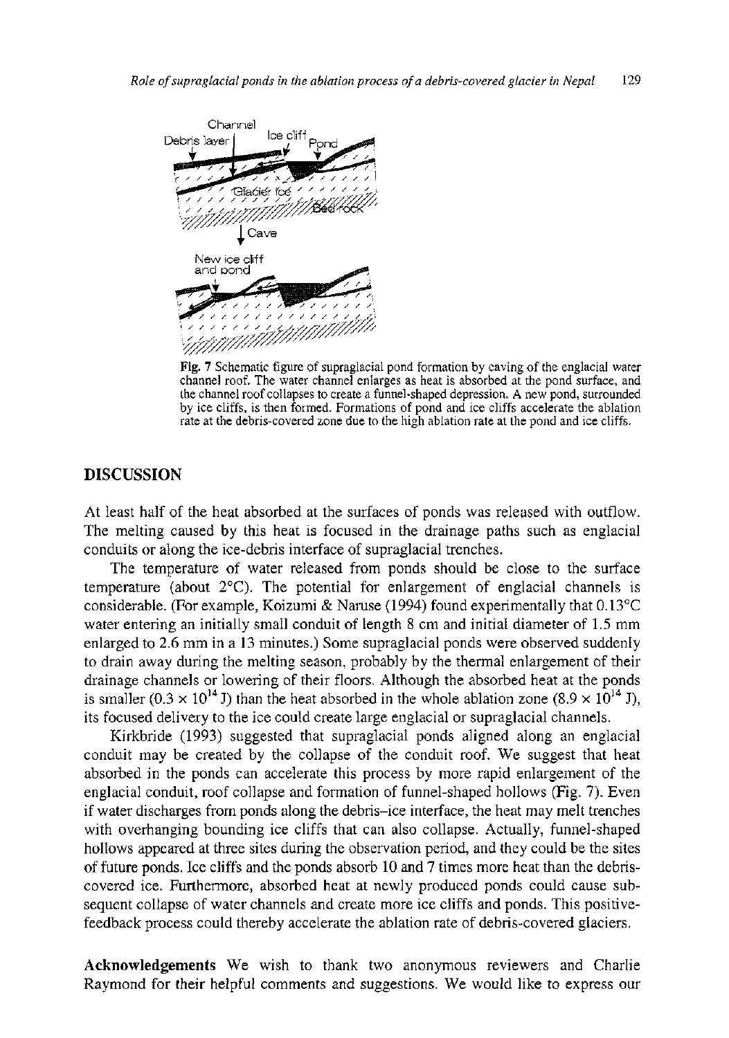Fig. 7 Schematic figure of supraglacial pond formation by caving of the englacial water channel roof. The water channel enlarges as heat is absorbed at the pond surface, and the channel roof collapses to create a funnel-shaped depression. A new pond, surrounded by ice cliffs, is then formed. Formations of pond and ice cliffs accelerate the ablation rate at the debris-covered zone due to the high ablation rate at the pond and ice cliffs.

## DISCUSSION

At least half of the heat absorbed at the surfaces of ponds was released with outflow. The melting caused by this heat is focused in the drainage paths such as englacial conduits or along the ice-debris interface of supraglacial trenches.

The temperature of water released from ponds should be close to the surface temperature (about 2°C). The potential for enlargement of englacial channels is considerable. (For example, Koizumi & Naruse (1994) found experimentally that 0.13°C water entering an initially small conduit of length 8 cm and initial diameter of 1.5 mm enlarged to 2.6 mm in a 13 minutes.) Some supraglacial ponds were observed suddenly to drain away during the melting season, probably by the thermal enlargement of their drainage channels or lowering of their floors. Although the absorbed heat at the ponds is smaller ($0.3 \times 10^{14}$ J) than the heat absorbed in the whole ablation zone ($8.9 \times 10^{14}$ J), its focused delivery to the ice could create large englacial or supraglacial channels.

Kirkbride (1993) suggested that supraglacial ponds aligned along an englacial conduit may be created by the collapse of the conduit roof. We suggest that heat absorbed in the ponds can accelerate this process by more rapid enlargement of the englacial conduit, roof collapse and formation of funnel-shaped hollows (Fig. 7). Even if water discharges from ponds along the debris–ice interface, the heat may melt trenches with overhanging bounding ice cliffs that can also collapse. Actually, funnel-shaped hollows appeared at three sites during the observation period, and they could be the sites of future ponds. Ice cliffs and the ponds absorb 10 and 7 times more heat than the debris-covered ice. Furthermore, absorbed heat at newly produced ponds could cause subsequent collapse of water channels and create more ice cliffs and ponds. This positive-feedback process could thereby accelerate the ablation rate of debris-covered glaciers.

**Acknowledgements** We wish to thank two anonymous reviewers and Charlie Raymond for their helpful comments and suggestions. We would like to express our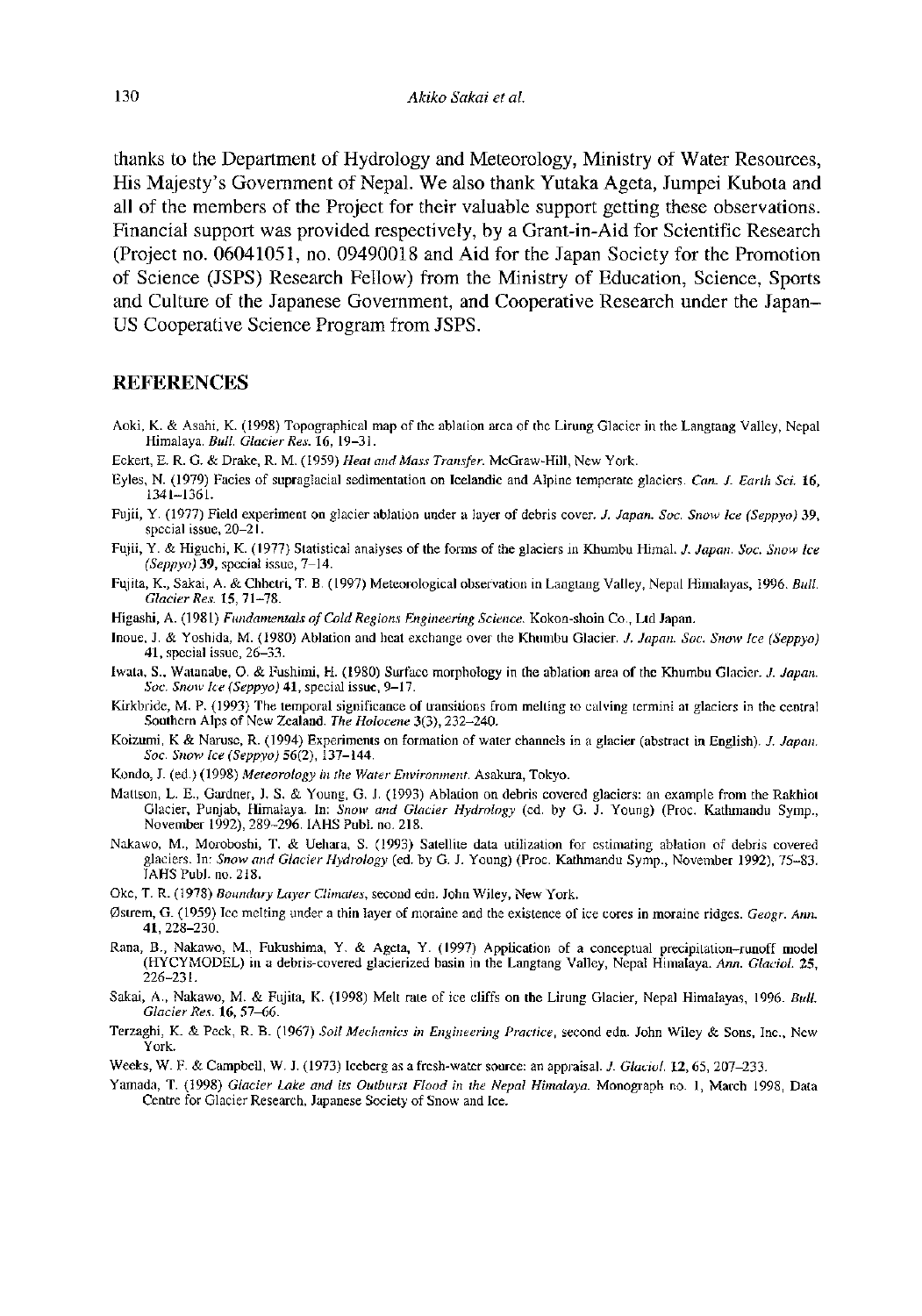thanks to the Department of Hydrology and Meteorology, Ministry of Water Resources, His Majesty's Government of Nepal. We also thank Yutaka Ageta, Jumpei Kubota and all of the members of the Project for their valuable support getting these observations. Financial support was provided respectively, by a Grant-in-Aid for Scientific Research (Project no. 06041051, no. 09490018 and Aid for the Japan Society for the Promotion of Science (JSPS) Research Fellow) from the Ministry of Education, Science, Sports and Culture of the Japanese Government, and Cooperative Research under the Japan–US Cooperative Science Program from JSPS.

## REFERENCES

Aoki, K. & Asahi, K. (1998) Topographical map of the ablation area of the Lirung Glacier in the Langtang Valley, Nepal Himalaya. *Bull. Glacier Res.* **16**, 19–31.

Eckert, E. R. G. & Drake, R. M. (1959) *Heat and Mass Transfer.* McGraw-Hill, New York.

Eyles, N. (1979) Facies of supraglacial sedimentation on Icelandic and Alpine temperate glaciers. *Can. J. Earth Sci.* **16**, 1341–1361.

Fujii, Y. (1977) Field experiment on glacier ablation under a layer of debris cover. *J. Japan. Soc. Snow Ice (Seppyo)* **39**, special issue, 20–21.

Fujii, Y. & Higuchi, K. (1977) Statistical analyses of the forms of the glaciers in Khumbu Himal. *J. Japan. Soc. Snow Ice (Seppyo)* **39**, special issue, 7–14.

Fujita, K., Sakai, A. & Chhetri, T. B. (1997) Meteorological observation in Langtang Valley, Nepal Himalayas, 1996. *Bull. Glacier Res.* **15**, 71–78.

Higashi, A. (1981) *Fundamentals of Cold Regions Engineering Science.* Kokon-shoin Co., Ltd Japan.

Inoue, J. & Yoshida, M. (1980) Ablation and heat exchange over the Khumbu Glacier. *J. Japan. Soc. Snow Ice (Seppyo)* **41**, special issue, 26–33.

Iwata, S., Watanabe, O. & Fushimi, H. (1980) Surface morphology in the ablation area of the Khumbu Glacier. *J. Japan. Soc. Snow Ice (Seppyo)* **41**, special issue, 9–17.

Kirkbride, M. P. (1993) The temporal significance of transitions from melting to calving termini at glaciers in the central Southern Alps of New Zealand. *The Holocene* **3**(3), 232–240.

Koizumi, K & Naruse, R. (1994) Experiments on formation of water channels in a glacier (abstract in English). *J. Japan. Soc. Snow Ice (Seppyo)* **56**(2), 137–144.

Kondo, J. (ed.) (1998) *Meteorology in the Water Environment.* Asakura, Tokyo.

Mattson, L. E., Gardner, J. S. & Young, G. J. (1993) Ablation on debris covered glaciers: an example from the Rakhiot Glacier, Punjab, Himalaya. In: *Snow and Glacier Hydrology* (ed. by G. J. Young) (Proc. Kathmandu Symp., November 1992), 289–296. IAHS Publ. no. 218.

Nakawo, M., Moroboshi, T. & Uehara, S. (1993) Satellite data utilization for estimating ablation of debris covered glaciers. In: *Snow and Glacier Hydrology* (ed. by G. J. Young) (Proc. Kathmandu Symp., November 1992), 75–83. IAHS Publ. no. 218.

Oke, T. R. (1978) *Boundary Layer Climates*, second edn. John Wiley, New York.

Østrem, G. (1959) Ice melting under a thin layer of moraine and the existence of ice cores in moraine ridges. *Geogr. Ann.* **41**, 228–230.

Rana, B., Nakawo, M., Fukushima, Y. & Ageta, Y. (1997) Application of a conceptual precipitation–runoff model (HYCYMODEL) in a debris-covered glacierized basin in the Langtang Valley, Nepal Himalaya. *Ann. Glaciol.* **25**, 226–231.

Sakai, A., Nakawo, M. & Fujita, K. (1998) Melt rate of ice cliffs on the Lirung Glacier, Nepal Himalayas, 1996. *Bull. Glacier Res.* **16**, 57–66.

Terzaghi, K. & Peck, R. B. (1967) *Soil Mechanics in Engineering Practice*, second edn. John Wiley & Sons, Inc., New York.

Weeks, W. F. & Campbell, W. J. (1973) Iceberg as a fresh-water source: an appraisal. *J. Glaciol.* **12**, 65, 207–233.

Yamada, T. (1998) *Glacier Lake and its Outburst Flood in the Nepal Himalaya.* Monograph no. 1, March 1998, Data Centre for Glacier Research, Japanese Society of Snow and Ice.